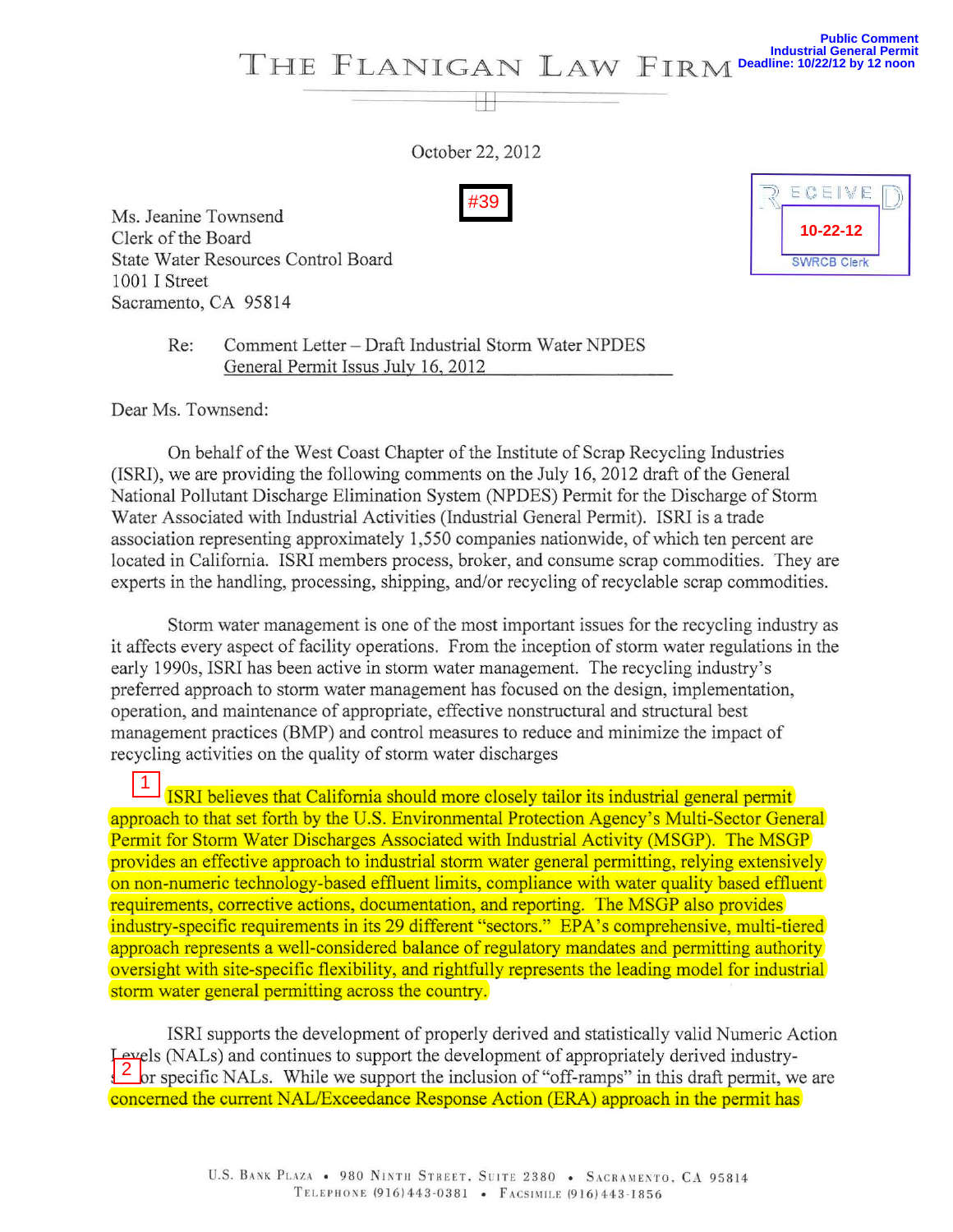Public Comment
Industrial General Permit
Deadline: 10/22/12 by 12 noon

# THE FLANIGAN LAW FIRM

October 22, 2012

#39

RECEIVED
10-22-12
SWRCB Clerk

Ms. Jeanine Townsend
Clerk of the Board
State Water Resources Control Board
1001 I Street
Sacramento, CA 95814

Re: Comment Letter – Draft Industrial Storm Water NPDES General Permit Issus July 16, 2012

Dear Ms. Townsend:

On behalf of the West Coast Chapter of the Institute of Scrap Recycling Industries (ISRI), we are providing the following comments on the July 16, 2012 draft of the General National Pollutant Discharge Elimination System (NPDES) Permit for the Discharge of Storm Water Associated with Industrial Activities (Industrial General Permit). ISRI is a trade association representing approximately 1,550 companies nationwide, of which ten percent are located in California. ISRI members process, broker, and consume scrap commodities. They are experts in the handling, processing, shipping, and/or recycling of recyclable scrap commodities.

Storm water management is one of the most important issues for the recycling industry as it affects every aspect of facility operations. From the inception of storm water regulations in the early 1990s, ISRI has been active in storm water management. The recycling industry's preferred approach to storm water management has focused on the design, implementation, operation, and maintenance of appropriate, effective nonstructural and structural best management practices (BMP) and control measures to reduce and minimize the impact of recycling activities on the quality of storm water discharges

1 ISRI believes that California should more closely tailor its industrial general permit approach to that set forth by the U.S. Environmental Protection Agency's Multi-Sector General Permit for Storm Water Discharges Associated with Industrial Activity (MSGP). The MSGP provides an effective approach to industrial storm water general permitting, relying extensively on non-numeric technology-based effluent limits, compliance with water quality based effluent requirements, corrective actions, documentation, and reporting. The MSGP also provides industry-specific requirements in its 29 different "sectors." EPA's comprehensive, multi-tiered approach represents a well-considered balance of regulatory mandates and permitting authority oversight with site-specific flexibility, and rightfully represents the leading model for industrial storm water general permitting across the country.

ISRI supports the development of properly derived and statistically valid Numeric Action Levels (NALs) and continues to support the development of appropriately derived industry-2 sector specific NALs. While we support the inclusion of "off-ramps" in this draft permit, we are concerned the current NAL/Exceedance Response Action (ERA) approach in the permit has

U.S. Bank Plaza • 980 Ninth Street, Suite 2380 • Sacramento, CA 95814
Telephone (916)443-0381 • Facsimile (916)443-1856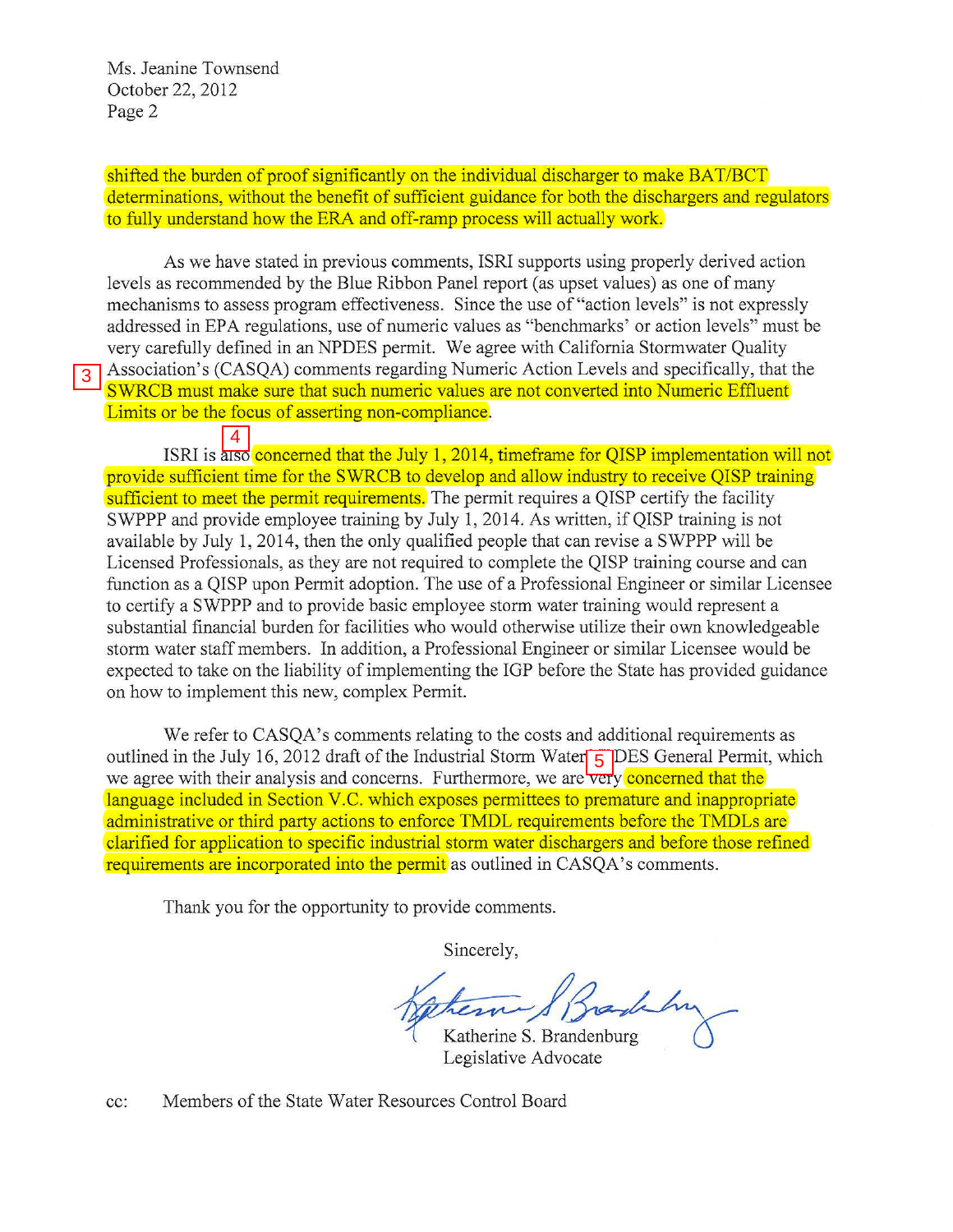Ms. Jeanine Townsend
October 22, 2012

shifted the burden of proof significantly on the individual discharger to make BAT/BCT determinations, without the benefit of sufficient guidance for both the dischargers and regulators to fully understand how the ERA and off-ramp process will actually work.

As we have stated in previous comments, ISRI supports using properly derived action levels as recommended by the Blue Ribbon Panel report (as upset values) as one of many mechanisms to assess program effectiveness. Since the use of "action levels" is not expressly addressed in EPA regulations, use of numeric values as "benchmarks' or action levels" must be very carefully defined in an NPDES permit. We agree with California Stormwater Quality Association's (CASQA) comments regarding Numeric Action Levels and specifically, that the [3] SWRCB must make sure that such numeric values are not converted into Numeric Effluent Limits or be the focus of asserting non-compliance.

ISRI is also [4] concerned that the July 1, 2014, timeframe for QISP implementation will not provide sufficient time for the SWRCB to develop and allow industry to receive QISP training sufficient to meet the permit requirements. The permit requires a QISP certify the facility SWPPP and provide employee training by July 1, 2014. As written, if QISP training is not available by July 1, 2014, then the only qualified people that can revise a SWPPP will be Licensed Professionals, as they are not required to complete the QISP training course and can function as a QISP upon Permit adoption. The use of a Professional Engineer or similar Licensee to certify a SWPPP and to provide basic employee storm water training would represent a substantial financial burden for facilities who would otherwise utilize their own knowledgeable storm water staff members. In addition, a Professional Engineer or similar Licensee would be expected to take on the liability of implementing the IGP before the State has provided guidance on how to implement this new, complex Permit.

We refer to CASQA's comments relating to the costs and additional requirements as outlined in the July 16, 2012 draft of the Industrial Storm Water [5] NPDES General Permit, which we agree with their analysis and concerns. Furthermore, we are very concerned that the language included in Section V.C. which exposes permittees to premature and inappropriate administrative or third party actions to enforce TMDL requirements before the TMDLs are clarified for application to specific industrial storm water dischargers and before those refined requirements are incorporated into the permit as outlined in CASQA's comments.

Thank you for the opportunity to provide comments.

Sincerely,

Katherine S. Brandenburg
Legislative Advocate

cc: Members of the State Water Resources Control Board